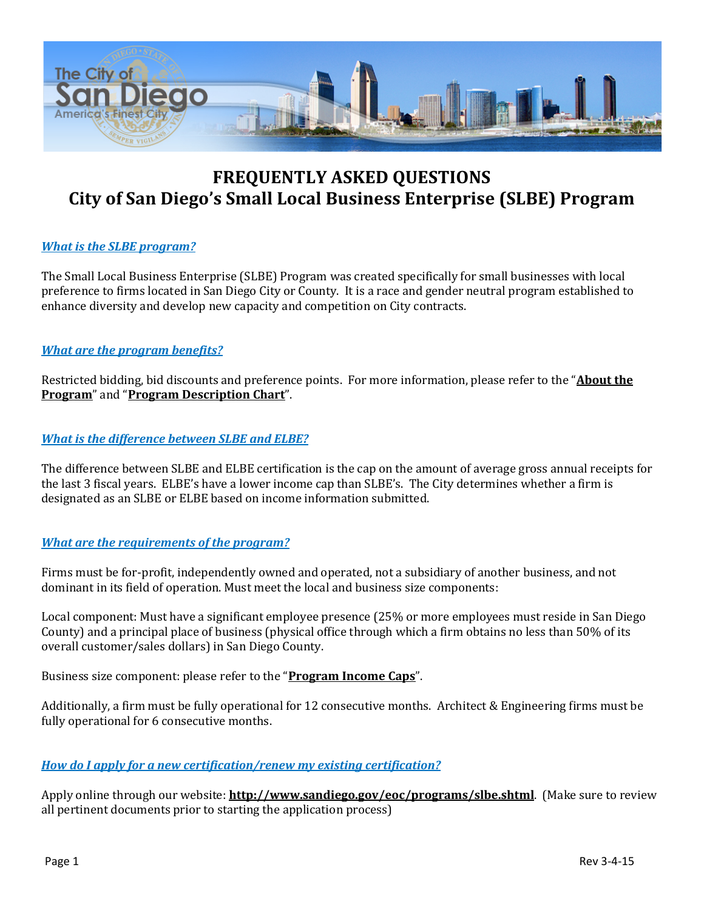# FREQUENTLY ASKED QUESTIONS
# City of San Diego's Small Local Business Enterprise (SLBE) Program

### *What is the SLBE program?*

The Small Local Business Enterprise (SLBE) Program was created specifically for small businesses with local preference to firms located in San Diego City or County. It is a race and gender neutral program established to enhance diversity and develop new capacity and competition on City contracts.

### *What are the program benefits?*

Restricted bidding, bid discounts and preference points. For more information, please refer to the "**About the Program**" and "**Program Description Chart**".

### *What is the difference between SLBE and ELBE?*

The difference between SLBE and ELBE certification is the cap on the amount of average gross annual receipts for the last 3 fiscal years. ELBE's have a lower income cap than SLBE's. The City determines whether a firm is designated as an SLBE or ELBE based on income information submitted.

### *What are the requirements of the program?*

Firms must be for-profit, independently owned and operated, not a subsidiary of another business, and not dominant in its field of operation. Must meet the local and business size components:

Local component: Must have a significant employee presence (25% or more employees must reside in San Diego County) and a principal place of business (physical office through which a firm obtains no less than 50% of its overall customer/sales dollars) in San Diego County.

Business size component: please refer to the "**Program Income Caps**".

Additionally, a firm must be fully operational for 12 consecutive months. Architect & Engineering firms must be fully operational for 6 consecutive months.

### *How do I apply for a new certification/renew my existing certification?*

Apply online through our website: **http://www.sandiego.gov/eoc/programs/slbe.shtml**. (Make sure to review all pertinent documents prior to starting the application process)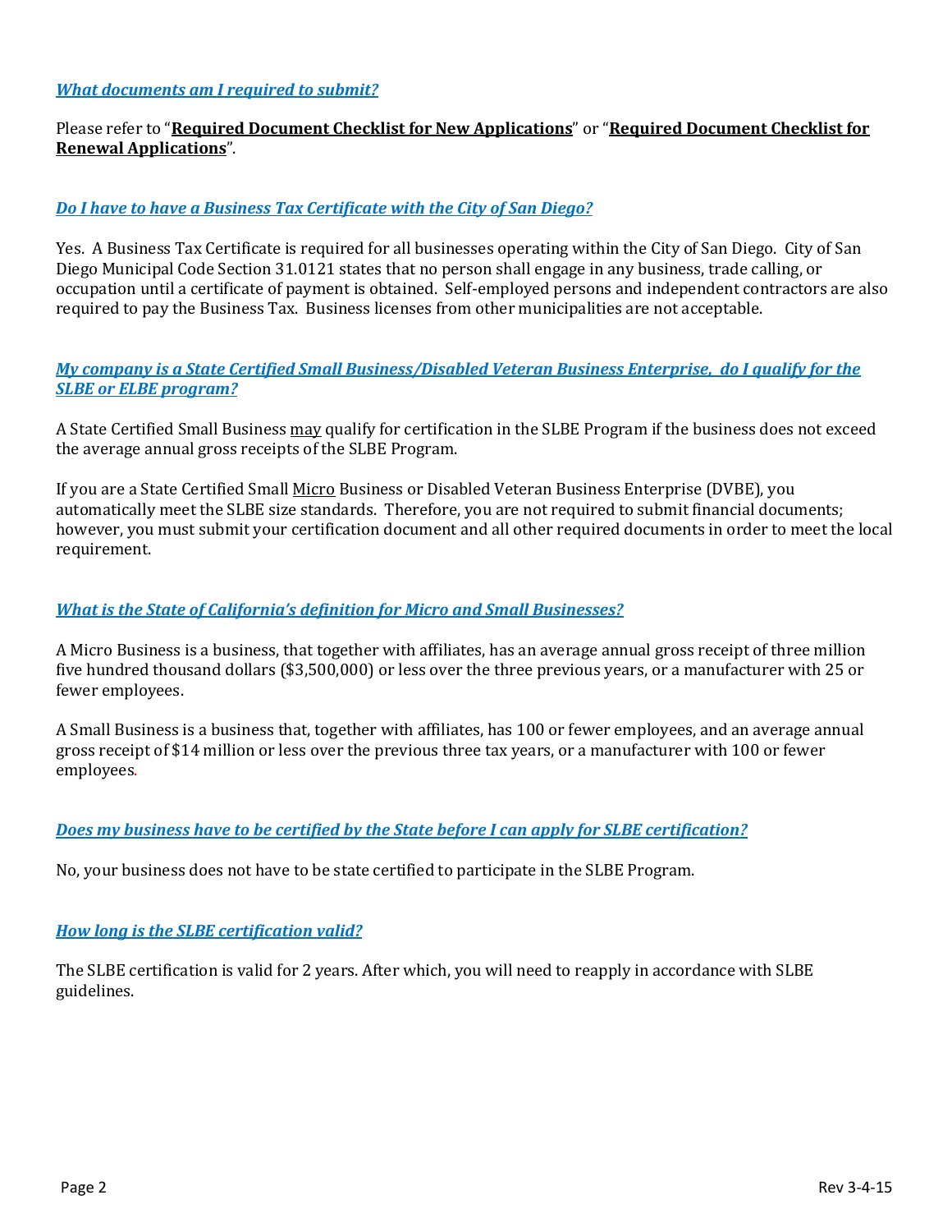### ***[What documents am I required to submit?](#)***

Please refer to "**[Required Document Checklist for New Applications](#)**" or "**[Required Document Checklist for Renewal Applications](#)**".

### ***[Do I have to have a Business Tax Certificate with the City of San Diego?](#)***

Yes. A Business Tax Certificate is required for all businesses operating within the City of San Diego. City of San Diego Municipal Code Section 31.0121 states that no person shall engage in any business, trade calling, or occupation until a certificate of payment is obtained. Self-employed persons and independent contractors are also required to pay the Business Tax. Business licenses from other municipalities are not acceptable.

### ***[My company is a State Certified Small Business/Disabled Veteran Business Enterprise, do I qualify for the SLBE or ELBE program?](#)***

A State Certified Small Business <u>may</u> qualify for certification in the SLBE Program if the business does not exceed the average annual gross receipts of the SLBE Program.

If you are a State Certified Small <u>Micro</u> Business or Disabled Veteran Business Enterprise (DVBE), you automatically meet the SLBE size standards. Therefore, you are not required to submit financial documents; however, you must submit your certification document and all other required documents in order to meet the local requirement.

### ***[What is the State of California's definition for Micro and Small Businesses?](#)***

A Micro Business is a business, that together with affiliates, has an average annual gross receipt of three million five hundred thousand dollars ($3,500,000) or less over the three previous years, or a manufacturer with 25 or fewer employees.

A Small Business is a business that, together with affiliates, has 100 or fewer employees, and an average annual gross receipt of $14 million or less over the previous three tax years, or a manufacturer with 100 or fewer employees.

### ***[Does my business have to be certified by the State before I can apply for SLBE certification?](#)***

No, your business does not have to be state certified to participate in the SLBE Program.

### ***[How long is the SLBE certification valid?](#)***

The SLBE certification is valid for 2 years. After which, you will need to reapply in accordance with SLBE guidelines.